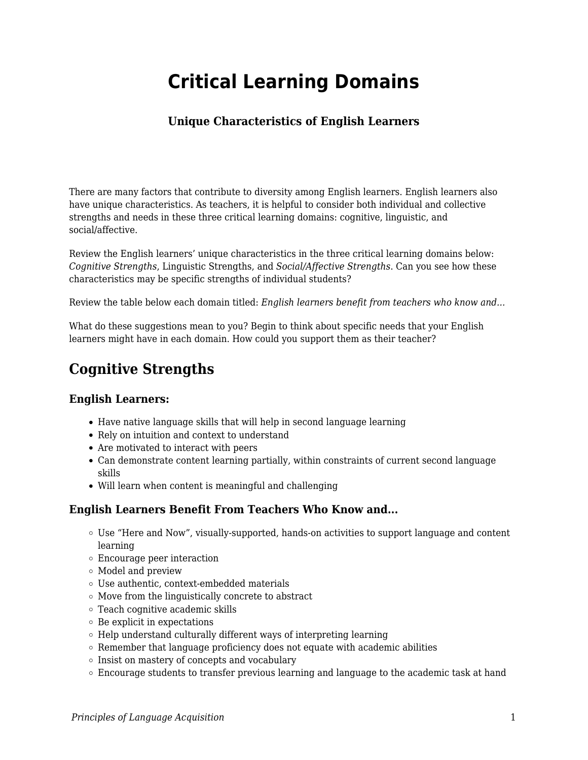# Critical Learning Domains

### Unique Characteristics of English Learners

There are many factors that contribute to diversity among English learners. English learners also have unique characteristics. As teachers, it is helpful to consider both individual and collective strengths and needs in these three critical learning domains: cognitive, linguistic, and social/affective.

Review the English learners' unique characteristics in the three critical learning domains below: *Cognitive Strengths*, Linguistic Strengths, and *Social/Affective Strengths*. Can you see how these characteristics may be specific strengths of individual students?

Review the table below each domain titled: *English learners benefit from teachers who know and...*

What do these suggestions mean to you? Begin to think about specific needs that your English learners might have in each domain. How could you support them as their teacher?

## Cognitive Strengths

### English Learners:

- Have native language skills that will help in second language learning
- Rely on intuition and context to understand
- Are motivated to interact with peers
- Can demonstrate content learning partially, within constraints of current second language skills
- Will learn when content is meaningful and challenging

### English Learners Benefit From Teachers Who Know and...

- Use "Here and Now", visually-supported, hands-on activities to support language and content learning
- Encourage peer interaction
- Model and preview
- Use authentic, context-embedded materials
- Move from the linguistically concrete to abstract
- Teach cognitive academic skills
- Be explicit in expectations
- Help understand culturally different ways of interpreting learning
- Remember that language proficiency does not equate with academic abilities
- Insist on mastery of concepts and vocabulary
- Encourage students to transfer previous learning and language to the academic task at hand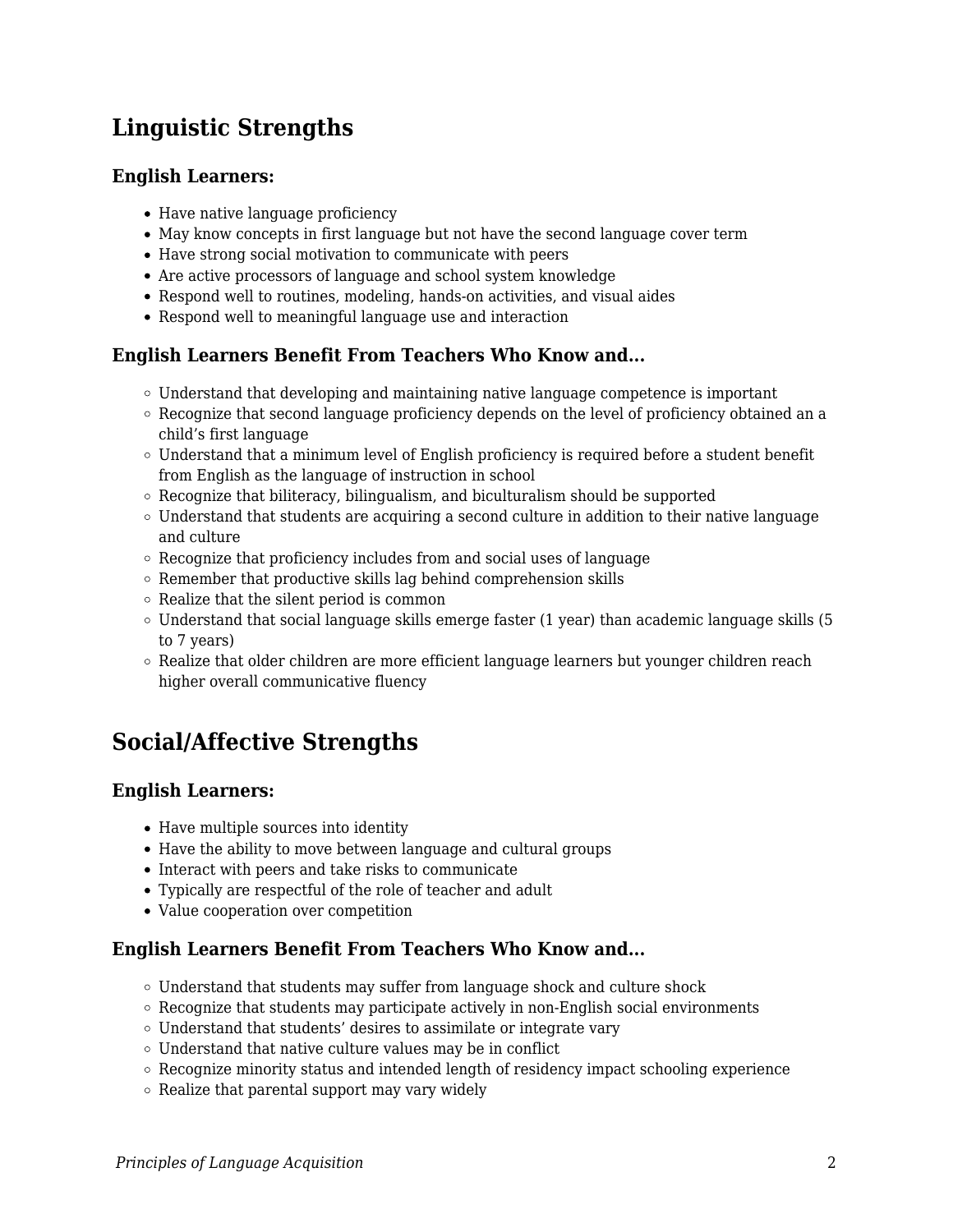## Linguistic Strengths

### English Learners:

- Have native language proficiency
- May know concepts in first language but not have the second language cover term
- Have strong social motivation to communicate with peers
- Are active processors of language and school system knowledge
- Respond well to routines, modeling, hands-on activities, and visual aides
- Respond well to meaningful language use and interaction

### English Learners Benefit From Teachers Who Know and...

- Understand that developing and maintaining native language competence is important
- Recognize that second language proficiency depends on the level of proficiency obtained an a child's first language
- Understand that a minimum level of English proficiency is required before a student benefit from English as the language of instruction in school
- Recognize that biliteracy, bilingualism, and biculturalism should be supported
- Understand that students are acquiring a second culture in addition to their native language and culture
- Recognize that proficiency includes from and social uses of language
- Remember that productive skills lag behind comprehension skills
- Realize that the silent period is common
- Understand that social language skills emerge faster (1 year) than academic language skills (5 to 7 years)
- Realize that older children are more efficient language learners but younger children reach higher overall communicative fluency

## Social/Affective Strengths

### English Learners:

- Have multiple sources into identity
- Have the ability to move between language and cultural groups
- Interact with peers and take risks to communicate
- Typically are respectful of the role of teacher and adult
- Value cooperation over competition

### English Learners Benefit From Teachers Who Know and...

- Understand that students may suffer from language shock and culture shock
- Recognize that students may participate actively in non-English social environments
- Understand that students' desires to assimilate or integrate vary
- Understand that native culture values may be in conflict
- Recognize minority status and intended length of residency impact schooling experience
- Realize that parental support may vary widely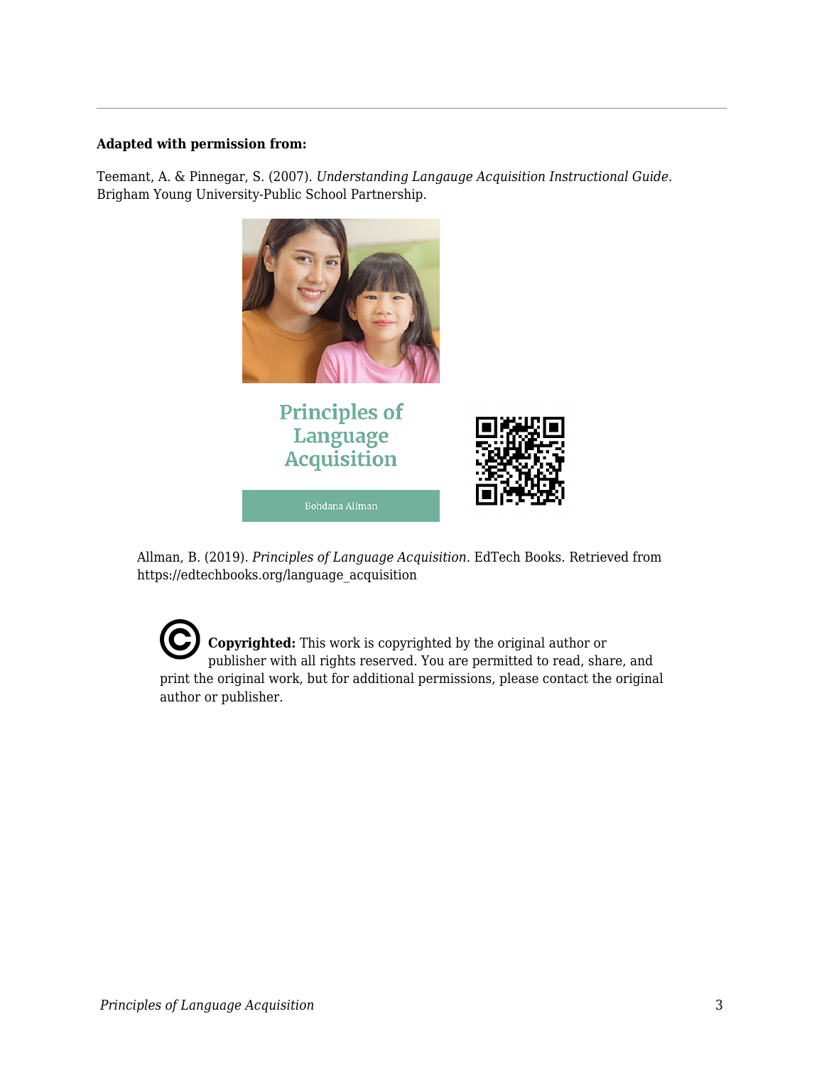**Adapted with permission from:**

Teemant, A. & Pinnegar, S. (2007). *Understanding Langauge Acquisition Instructional Guide*. Brigham Young University-Public School Partnership.

Principles of Language Acquisition

Bohdana Allman

Allman, B. (2019). *Principles of Language Acquisition*. EdTech Books. Retrieved from https://edtechbooks.org/language_acquisition

**Copyrighted:** This work is copyrighted by the original author or publisher with all rights reserved. You are permitted to read, share, and print the original work, but for additional permissions, please contact the original author or publisher.